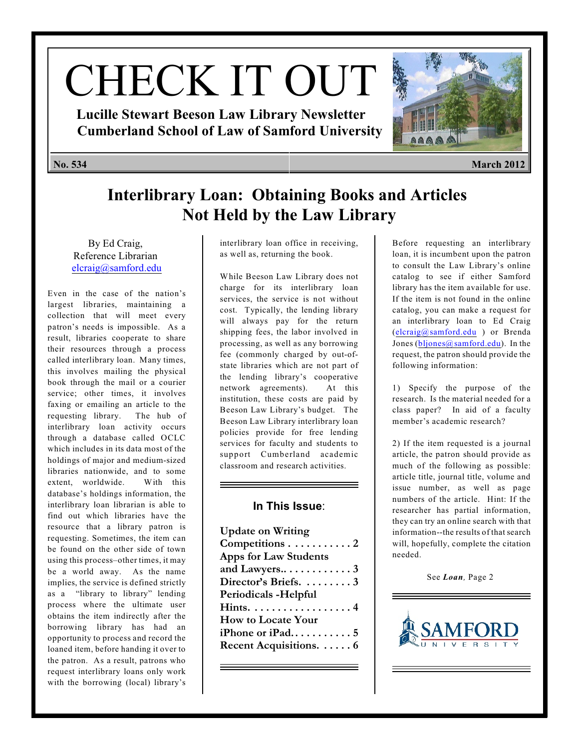# CHECK IT OUT

**Lucille Stewart Beeson Law Library Newsletter**
**Cumberland School of Law of Samford University**

**No. 534** **March 2012**

## Interlibrary Loan: Obtaining Books and Articles Not Held by the Law Library

By Ed Craig,
Reference Librarian
elcraig@samford.edu

Even in the case of the nation's largest libraries, maintaining a collection that will meet every patron's needs is impossible. As a result, libraries cooperate to share their resources through a process called interlibrary loan. Many times, this involves mailing the physical book through the mail or a courier service; other times, it involves faxing or emailing an article to the requesting library. The hub of interlibrary loan activity occurs through a database called OCLC which includes in its data most of the holdings of major and medium-sized libraries nationwide, and to some extent, worldwide. With this database's holdings information, the interlibrary loan librarian is able to find out which libraries have the resource that a library patron is requesting. Sometimes, the item can be found on the other side of town using this process–other times, it may be a world away. As the name implies, the service is defined strictly as a "library to library" lending process where the ultimate user obtains the item indirectly after the borrowing library has had an opportunity to process and record the loaned item, before handing it over to the patron. As a result, patrons who request interlibrary loans only work with the borrowing (local) library's interlibrary loan office in receiving, as well as, returning the book.

While Beeson Law Library does not charge for its interlibrary loan services, the service is not without cost. Typically, the lending library will always pay for the return shipping fees, the labor involved in processing, as well as any borrowing fee (commonly charged by out-of-state libraries which are not part of the lending library's cooperative network agreements). At this institution, these costs are paid by Beeson Law Library's budget. The Beeson Law Library interlibrary loan policies provide for free lending services for faculty and students to support Cumberland academic classroom and research activities.

Before requesting an interlibrary loan, it is incumbent upon the patron to consult the Law Library's online catalog to see if either Samford library has the item available for use. If the item is not found in the online catalog, you can make a request for an interlibrary loan to Ed Craig (elcraig@samford.edu ) or Brenda Jones (bljones@samford.edu). In the request, the patron should provide the following information:

1) Specify the purpose of the research. Is the material needed for a class paper? In aid of a faculty member's academic research?

2) If the item requested is a journal article, the patron should provide as much of the following as possible: article title, journal title, volume and issue number, as well as page numbers of the article. Hint: If the researcher has partial information, they can try an online search with that information--the results of that search will, hopefully, complete the citation needed.

See ***Loan****,* Page 2

### In This Issue:

**Update on Writing Competitions . . . . . . . . . . . 2**
**Apps for Law Students and Lawyers.. . . . . . . . . . . 3**
**Director's Briefs. . . . . . . . . 3**
**Periodicals -Helpful Hints. . . . . . . . . . . . . . . . . . 4**
**How to Locate Your iPhone or iPad. . . . . . . . . . . 5**
**Recent Acquisitions. . . . . . 6**

SAMFORD UNIVERSITY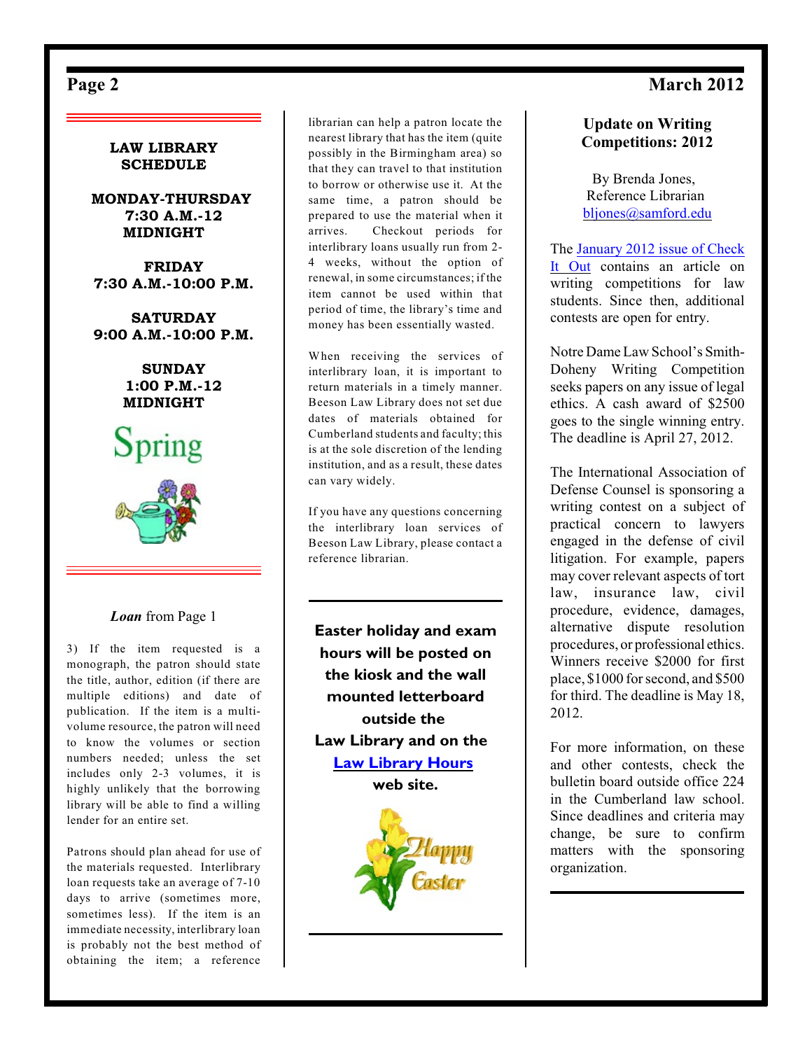## LAW LIBRARY SCHEDULE

**MONDAY-THURSDAY**
**7:30 A.M.-12 MIDNIGHT**

**FRIDAY**
**7:30 A.M.-10:00 P.M.**

**SATURDAY**
**9:00 A.M.-10:00 P.M.**

**SUNDAY**
**1:00 P.M.-12 MIDNIGHT**

Spring

***Loan*** from Page 1

3) If the item requested is a monograph, the patron should state the title, author, edition (if there are multiple editions) and date of publication. If the item is a multi-volume resource, the patron will need to know the volumes or section numbers needed; unless the set includes only 2-3 volumes, it is highly unlikely that the borrowing library will be able to find a willing lender for an entire set.

Patrons should plan ahead for use of the materials requested. Interlibrary loan requests take an average of 7-10 days to arrive (sometimes more, sometimes less). If the item is an immediate necessity, interlibrary loan is probably not the best method of obtaining the item; a reference librarian can help a patron locate the nearest library that has the item (quite possibly in the Birmingham area) so that they can travel to that institution to borrow or otherwise use it. At the same time, a patron should be prepared to use the material when it arrives. Checkout periods for interlibrary loans usually run from 2-4 weeks, without the option of renewal, in some circumstances; if the item cannot be used within that period of time, the library's time and money has been essentially wasted.

When receiving the services of interlibrary loan, it is important to return materials in a timely manner. Beeson Law Library does not set due dates of materials obtained for Cumberland students and faculty; this is at the sole discretion of the lending institution, and as a result, these dates can vary widely.

If you have any questions concerning the interlibrary loan services of Beeson Law Library, please contact a reference librarian.

---

**Easter holiday and exam hours will be posted on the kiosk and the wall mounted letterboard outside the Law Library and on the Law Library Hours web site.**

Happy Easter

---

## Update on Writing Competitions: 2012

By Brenda Jones,
Reference Librarian
bljones@samford.edu

The January 2012 issue of Check It Out contains an article on writing competitions for law students. Since then, additional contests are open for entry.

Notre Dame Law School's Smith-Doheny Writing Competition seeks papers on any issue of legal ethics. A cash award of $2500 goes to the single winning entry. The deadline is April 27, 2012.

The International Association of Defense Counsel is sponsoring a writing contest on a subject of practical concern to lawyers engaged in the defense of civil litigation. For example, papers may cover relevant aspects of tort law, insurance law, civil procedure, evidence, damages, alternative dispute resolution procedures, or professional ethics. Winners receive $2000 for first place, $1000 for second, and $500 for third. The deadline is May 18, 2012.

For more information, on these and other contests, check the bulletin board outside office 224 in the Cumberland law school. Since deadlines and criteria may change, be sure to confirm matters with the sponsoring organization.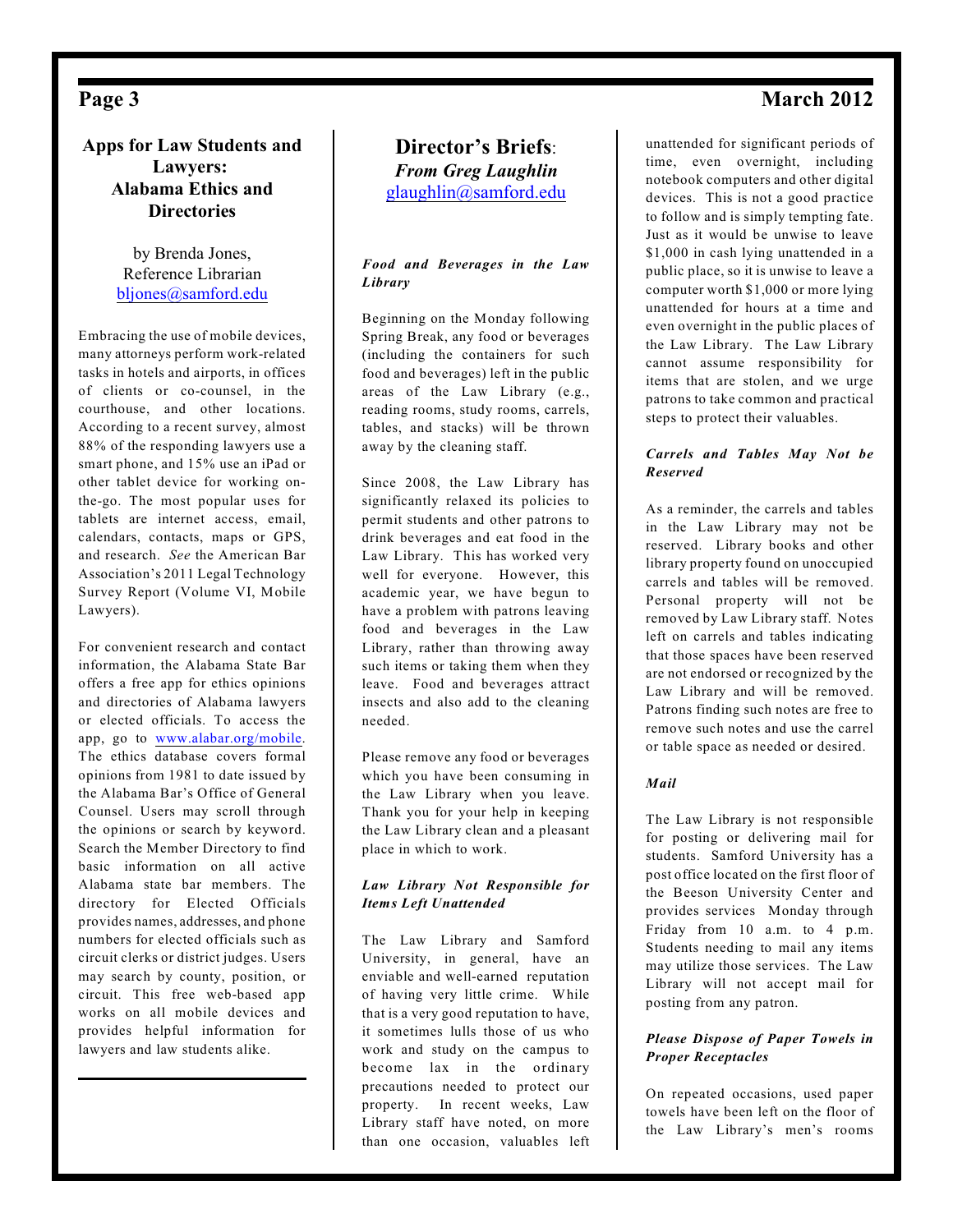## Apps for Law Students and Lawyers: Alabama Ethics and Directories

by Brenda Jones,
Reference Librarian
bljones@samford.edu

Embracing the use of mobile devices, many attorneys perform work-related tasks in hotels and airports, in offices of clients or co-counsel, in the courthouse, and other locations. According to a recent survey, almost 88% of the responding lawyers use a smart phone, and 15% use an iPad or other tablet device for working on-the-go. The most popular uses for tablets are internet access, email, calendars, contacts, maps or GPS, and research. *See* the American Bar Association's 2011 Legal Technology Survey Report (Volume VI, Mobile Lawyers).

For convenient research and contact information, the Alabama State Bar offers a free app for ethics opinions and directories of Alabama lawyers or elected officials. To access the app, go to www.alabar.org/mobile. The ethics database covers formal opinions from 1981 to date issued by the Alabama Bar's Office of General Counsel. Users may scroll through the opinions or search by keyword. Search the Member Directory to find basic information on all active Alabama state bar members. The directory for Elected Officials provides names, addresses, and phone numbers for elected officials such as circuit clerks or district judges. Users may search by county, position, or circuit. This free web-based app works on all mobile devices and provides helpful information for lawyers and law students alike.

---

## Director's Briefs:
***From Greg Laughlin***
glaughlin@samford.edu

***Food and Beverages in the Law Library***

Beginning on the Monday following Spring Break, any food or beverages (including the containers for such food and beverages) left in the public areas of the Law Library (e.g., reading rooms, study rooms, carrels, tables, and stacks) will be thrown away by the cleaning staff.

Since 2008, the Law Library has significantly relaxed its policies to permit students and other patrons to drink beverages and eat food in the Law Library. This has worked very well for everyone. However, this academic year, we have begun to have a problem with patrons leaving food and beverages in the Law Library, rather than throwing away such items or taking them when they leave. Food and beverages attract insects and also add to the cleaning needed.

Please remove any food or beverages which you have been consuming in the Law Library when you leave. Thank you for your help in keeping the Law Library clean and a pleasant place in which to work.

***Law Library Not Responsible for Items Left Unattended***

The Law Library and Samford University, in general, have an enviable and well-earned reputation of having very little crime. While that is a very good reputation to have, it sometimes lulls those of us who work and study on the campus to become lax in the ordinary precautions needed to protect our property. In recent weeks, Law Library staff have noted, on more than one occasion, valuables left unattended for significant periods of time, even overnight, including notebook computers and other digital devices. This is not a good practice to follow and is simply tempting fate. Just as it would be unwise to leave $1,000 in cash lying unattended in a public place, so it is unwise to leave a computer worth $1,000 or more lying unattended for hours at a time and even overnight in the public places of the Law Library. The Law Library cannot assume responsibility for items that are stolen, and we urge patrons to take common and practical steps to protect their valuables.

***Carrels and Tables May Not be Reserved***

As a reminder, the carrels and tables in the Law Library may not be reserved. Library books and other library property found on unoccupied carrels and tables will be removed. Personal property will not be removed by Law Library staff. Notes left on carrels and tables indicating that those spaces have been reserved are not endorsed or recognized by the Law Library and will be removed. Patrons finding such notes are free to remove such notes and use the carrel or table space as needed or desired.

***Mail***

The Law Library is not responsible for posting or delivering mail for students. Samford University has a post office located on the first floor of the Beeson University Center and provides services Monday through Friday from 10 a.m. to 4 p.m. Students needing to mail any items may utilize those services. The Law Library will not accept mail for posting from any patron.

***Please Dispose of Paper Towels in Proper Receptacles***

On repeated occasions, used paper towels have been left on the floor of the Law Library's men's rooms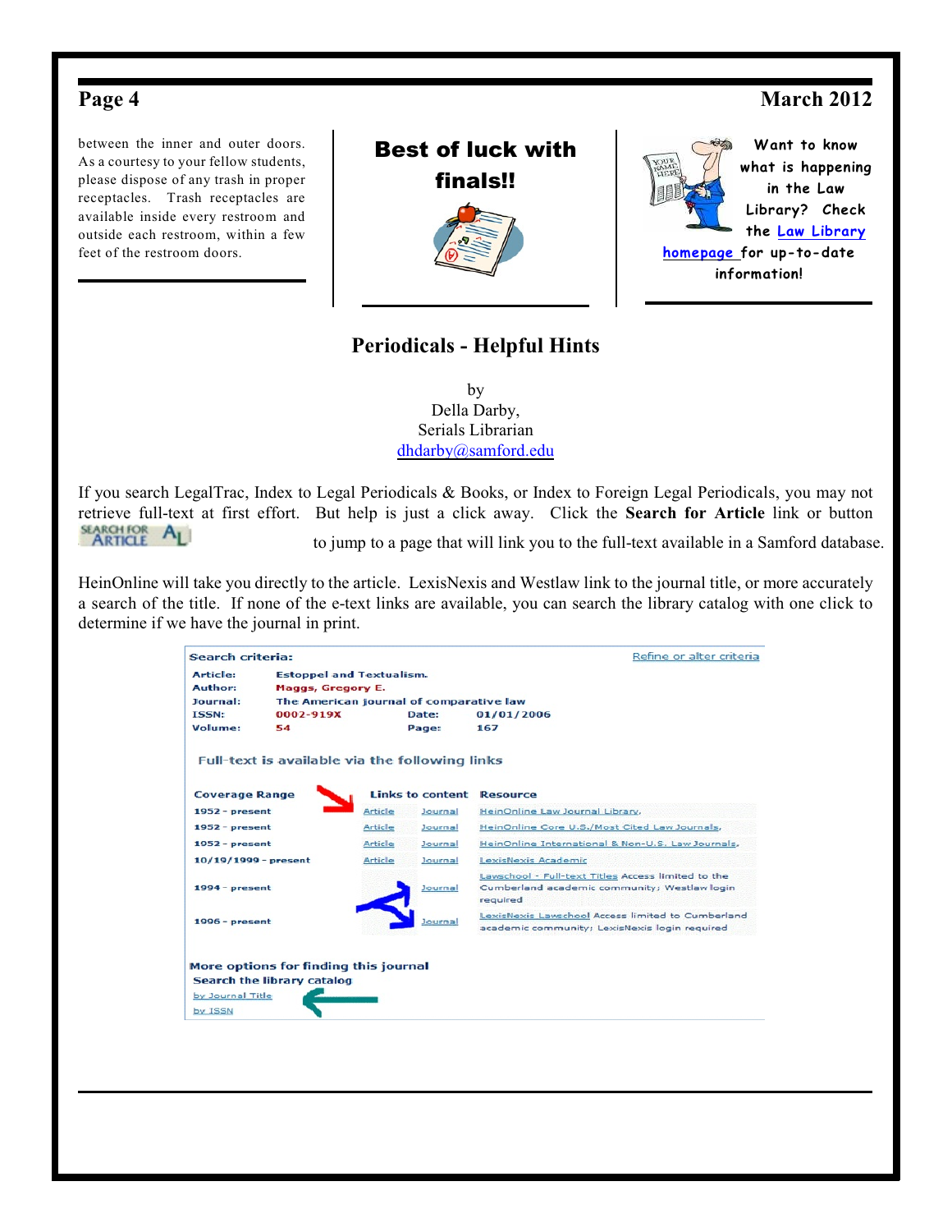between the inner and outer doors. As a courtesy to your fellow students, please dispose of any trash in proper receptacles. Trash receptacles are available inside every restroom and outside each restroom, within a few feet of the restroom doors.

**Best of luck with finals!!**

Want to know what is happening in the Law Library? Check the Law Library homepage for up-to-date information!

## Periodicals - Helpful Hints

by
Della Darby,
Serials Librarian
dhdarby@samford.edu

If you search LegalTrac, Index to Legal Periodicals & Books, or Index to Foreign Legal Periodicals, you may not retrieve full-text at first effort. But help is just a click away. Click the **Search for Article** link or button SEARCH FOR ARTICLE to jump to a page that will link you to the full-text available in a Samford database.

HeinOnline will take you directly to the article. LexisNexis and Westlaw link to the journal title, or more accurately a search of the title. If none of the e-text links are available, you can search the library catalog with one click to determine if we have the journal in print.

**Search criteria:** Refine or alter criteria

**Article:** Estoppel and Textualism.
**Author:** Maggs, Gregory E.
**Journal:** The American journal of comparative law
**ISSN:** 0002-919X **Date:** 01/01/2006
**Volume:** 54 **Page:** 167

**Full-text is available via the following links**

| Coverage Range | Links to content | | Resource |
|---|---|---|---|
| 1952 - present | Article | Journal | HeinOnline Law Journal Library. |
| 1952 - present | Article | Journal | HeinOnline Core U.S./Most Cited Law Journals. |
| 1952 - present | Article | Journal | HeinOnline International & Non-U.S. Law Journals. |
| 10/19/1999 - present | Article | Journal | LexisNexis Academic |
| 1994 - present | | Journal | Lawschool - Full-text Titles Access limited to the Cumberland academic community; Westlaw login required |
| 1996 - present | | Journal | LexisNexis Lawschool Access limited to Cumberland academic community; LexisNexis login required |

**More options for finding this journal**
Search the library catalog
by Journal Title
by ISSN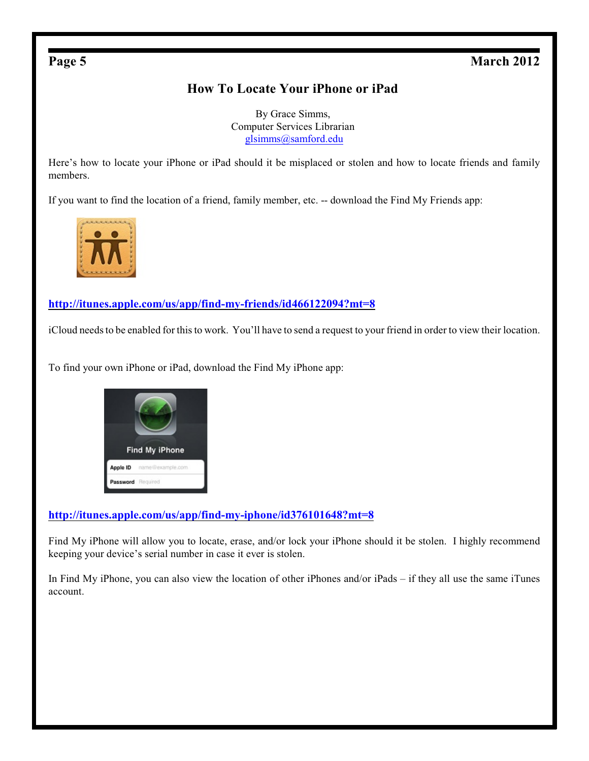# How To Locate Your iPhone or iPad

By Grace Simms,
Computer Services Librarian
glsimms@samford.edu

Here's how to locate your iPhone or iPad should it be misplaced or stolen and how to locate friends and family members.

If you want to find the location of a friend, family member, etc. -- download the Find My Friends app:

**http://itunes.apple.com/us/app/find-my-friends/id466122094?mt=8**

iCloud needs to be enabled for this to work. You'll have to send a request to your friend in order to view their location.

To find your own iPhone or iPad, download the Find My iPhone app:

**http://itunes.apple.com/us/app/find-my-iphone/id376101648?mt=8**

Find My iPhone will allow you to locate, erase, and/or lock your iPhone should it be stolen. I highly recommend keeping your device's serial number in case it ever is stolen.

In Find My iPhone, you can also view the location of other iPhones and/or iPads – if they all use the same iTunes account.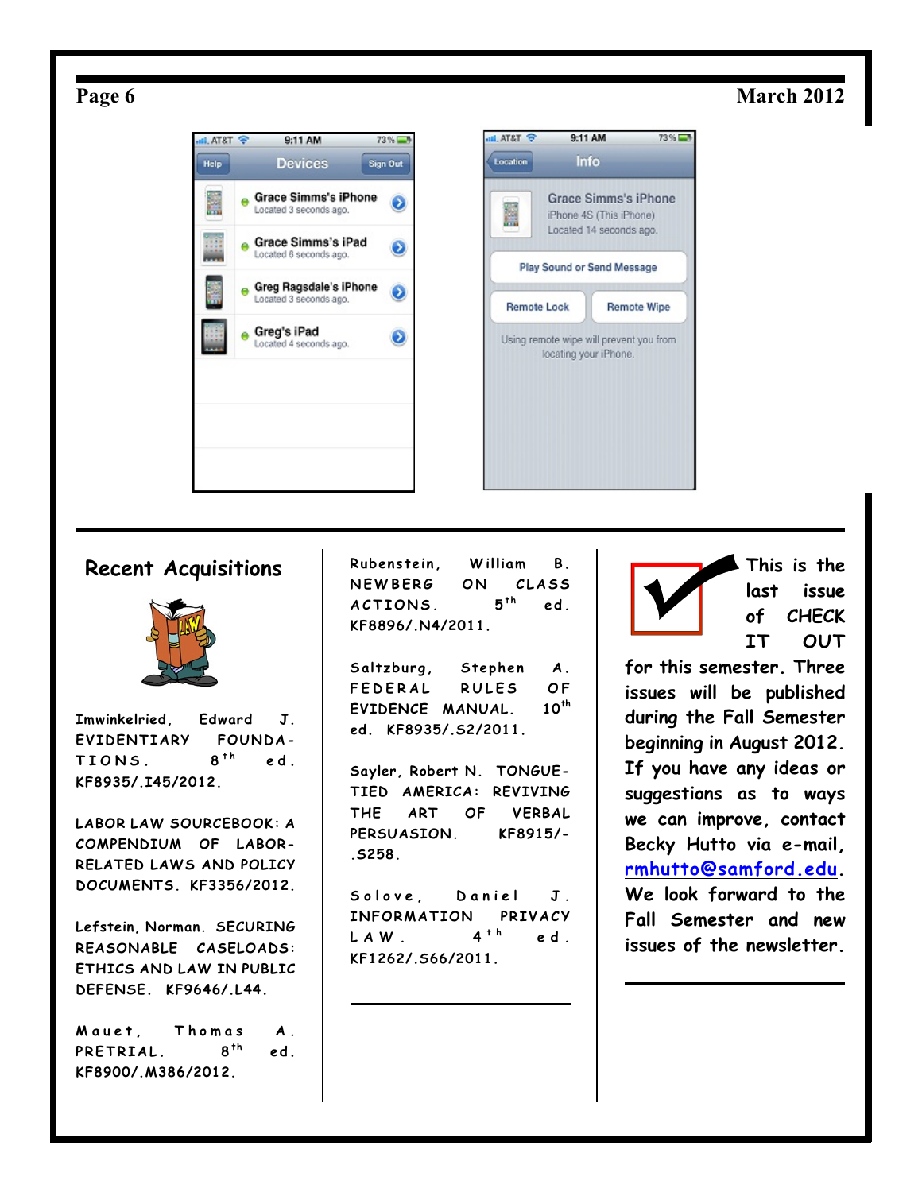## Recent Acquisitions

Imwinkelried, Edward J. EVIDENTIARY FOUNDATIONS. 8th ed. KF8935/.I45/2012.

LABOR LAW SOURCEBOOK: A COMPENDIUM OF LABOR-RELATED LAWS AND POLICY DOCUMENTS. KF3356/2012.

Lefstein, Norman. SECURING REASONABLE CASELOADS: ETHICS AND LAW IN PUBLIC DEFENSE. KF9646/.L44.

Mauet, Thomas A. PRETRIAL. 8th ed. KF8900/.M386/2012.

Rubenstein, William B. NEWBERG ON CLASS ACTIONS. 5th ed. KF8896/.N4/2011.

Saltzburg, Stephen A. FEDERAL RULES OF EVIDENCE MANUAL. 10th ed. KF8935/.S2/2011.

Sayler, Robert N. TONGUE-TIED AMERICA: REVIVING THE ART OF VERBAL PERSUASION. KF8915/-.S258.

Solove, Daniel J. INFORMATION PRIVACY LAW. 4th ed. KF1262/.S66/2011.

This is the last issue of CHECK IT OUT for this semester. Three issues will be published during the Fall Semester beginning in August 2012. If you have any ideas or suggestions as to ways we can improve, contact Becky Hutto via e-mail, rmhutto@samford.edu. We look forward to the Fall Semester and new issues of the newsletter.